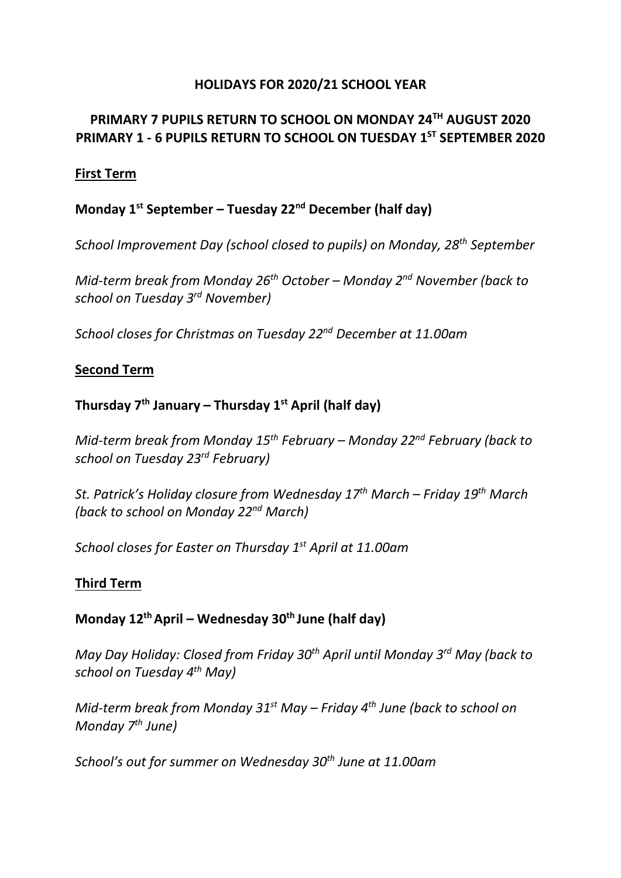# HOLIDAYS FOR 2020/21 SCHOOL YEAR

## PRIMARY 7 PUPILS RETURN TO SCHOOL ON MONDAY 24TH AUGUST 2020
## PRIMARY 1 - 6 PUPILS RETURN TO SCHOOL ON TUESDAY 1ST SEPTEMBER 2020

### First Term

**Monday 1st September – Tuesday 22nd December (half day)**

*School Improvement Day (school closed to pupils) on Monday, 28th September*

*Mid-term break from Monday 26th October – Monday 2nd November (back to school on Tuesday 3rd November)*

*School closes for Christmas on Tuesday 22nd December at 11.00am*

### Second Term

**Thursday 7th January – Thursday 1st April (half day)**

*Mid-term break from Monday 15th February – Monday 22nd February (back to school on Tuesday 23rd February)*

*St. Patrick's Holiday closure from Wednesday 17th March – Friday 19th March (back to school on Monday 22nd March)*

*School closes for Easter on Thursday 1st April at 11.00am*

### Third Term

**Monday 12th April – Wednesday 30th June (half day)**

*May Day Holiday: Closed from Friday 30th April until Monday 3rd May (back to school on Tuesday 4th May)*

*Mid-term break from Monday 31st May – Friday 4th June (back to school on Monday 7th June)*

*School's out for summer on Wednesday 30th June at 11.00am*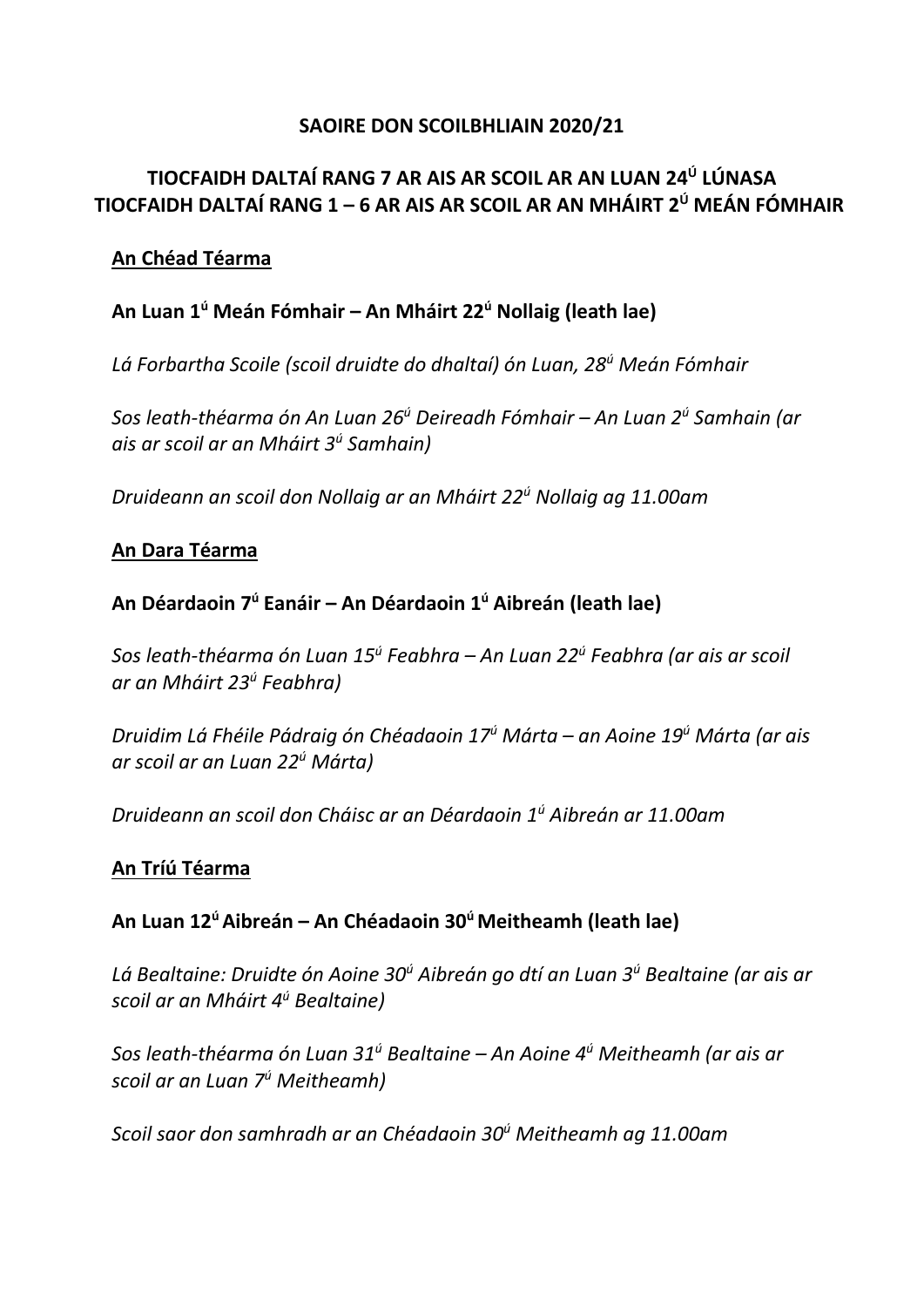**SAOIRE DON SCOILBHLIAIN 2020/21**

**TIOCFAIDH DALTAÍ RANG 7 AR AIS AR SCOIL AR AN LUAN 24Ú LÚNASA**
**TIOCFAIDH DALTAÍ RANG 1 – 6 AR AIS AR SCOIL AR AN MHÁIRT 2Ú MEÁN FÓMHAIR**

## An Chéad Téarma

**An Luan 1ú Meán Fómhair – An Mháirt 22ú Nollaig (leath lae)**

*Lá Forbartha Scoile (scoil druidte do dhaltaí) ón Luan, 28ú Meán Fómhair*

*Sos leath-théarma ón An Luan 26ú Deireadh Fómhair – An Luan 2ú Samhain (ar ais ar scoil ar an Mháirt 3ú Samhain)*

*Druideann an scoil don Nollaig ar an Mháirt 22ú Nollaig ag 11.00am*

## An Dara Téarma

**An Déardaoin 7ú Eanáir – An Déardaoin 1ú Aibreán (leath lae)**

*Sos leath-théarma ón Luan 15ú Feabhra – An Luan 22ú Feabhra (ar ais ar scoil ar an Mháirt 23ú Feabhra)*

*Druidim Lá Fhéile Pádraig ón Chéadaoin 17ú Márta – an Aoine 19ú Márta (ar ais ar scoil ar an Luan 22ú Márta)*

*Druideann an scoil don Cháisc ar an Déardaoin 1ú Aibreán ar 11.00am*

## An Tríú Téarma

**An Luan 12ú Aibreán – An Chéadaoin 30ú Meitheamh (leath lae)**

*Lá Bealtaine: Druidte ón Aoine 30ú Aibreán go dtí an Luan 3ú Bealtaine (ar ais ar scoil ar an Mháirt 4ú Bealtaine)*

*Sos leath-théarma ón Luan 31ú Bealtaine – An Aoine 4ú Meitheamh (ar ais ar scoil ar an Luan 7ú Meitheamh)*

*Scoil saor don samhradh ar an Chéadaoin 30ú Meitheamh ag 11.00am*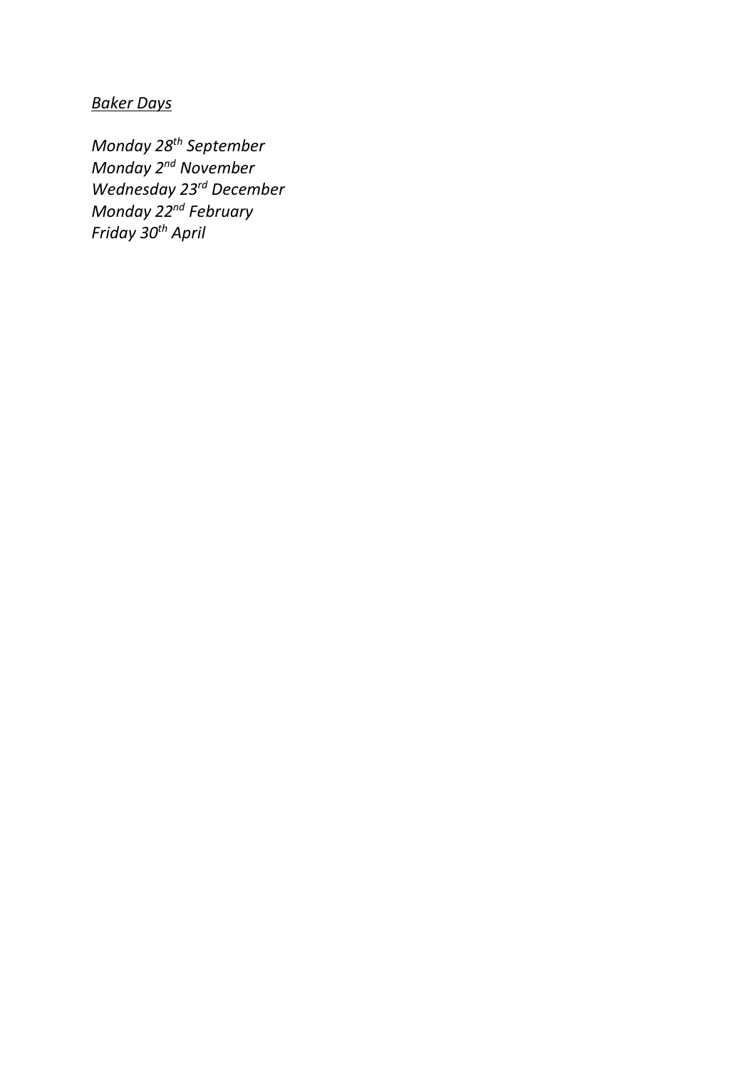*<u>Baker Days</u>*

*Monday 28th September*
*Monday 2nd November*
*Wednesday 23rd December*
*Monday 22nd February*
*Friday 30th April*